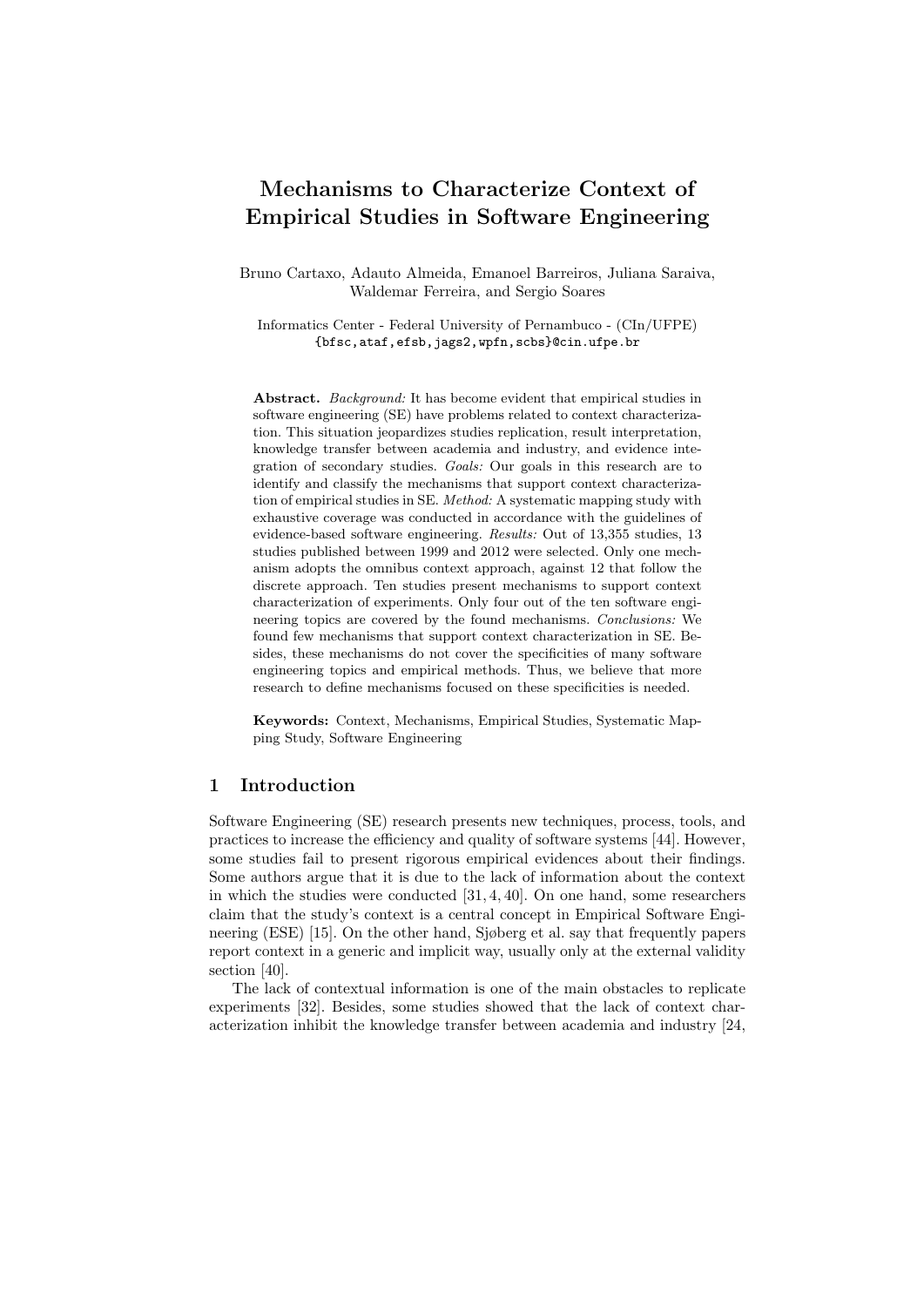# Mechanisms to Characterize Context of Empirical Studies in Software Engineering

Bruno Cartaxo, Adauto Almeida, Emanoel Barreiros, Juliana Saraiva, Waldemar Ferreira, and Sergio Soares

Informatics Center - Federal University of Pernambuco - (CIn/UFPE)
{bfsc,ataf,efsb,jags2,wpfn,scbs}@cin.ufpe.br

**Abstract.** *Background:* It has become evident that empirical studies in software engineering (SE) have problems related to context characterization. This situation jeopardizes studies replication, result interpretation, knowledge transfer between academia and industry, and evidence integration of secondary studies. *Goals:* Our goals in this research are to identify and classify the mechanisms that support context characterization of empirical studies in SE. *Method:* A systematic mapping study with exhaustive coverage was conducted in accordance with the guidelines of evidence-based software engineering. *Results:* Out of 13,355 studies, 13 studies published between 1999 and 2012 were selected. Only one mechanism adopts the omnibus context approach, against 12 that follow the discrete approach. Ten studies present mechanisms to support context characterization of experiments. Only four out of the ten software engineering topics are covered by the found mechanisms. *Conclusions:* We found few mechanisms that support context characterization in SE. Besides, these mechanisms do not cover the specificities of many software engineering topics and empirical methods. Thus, we believe that more research to define mechanisms focused on these specificities is needed.

**Keywords:** Context, Mechanisms, Empirical Studies, Systematic Mapping Study, Software Engineering

## 1 Introduction

Software Engineering (SE) research presents new techniques, process, tools, and practices to increase the efficiency and quality of software systems [44]. However, some studies fail to present rigorous empirical evidences about their findings. Some authors argue that it is due to the lack of information about the context in which the studies were conducted [31, 4, 40]. On one hand, some researchers claim that the study's context is a central concept in Empirical Software Engineering (ESE) [15]. On the other hand, Sjøberg et al. say that frequently papers report context in a generic and implicit way, usually only at the external validity section [40].

The lack of contextual information is one of the main obstacles to replicate experiments [32]. Besides, some studies showed that the lack of context characterization inhibit the knowledge transfer between academia and industry [24,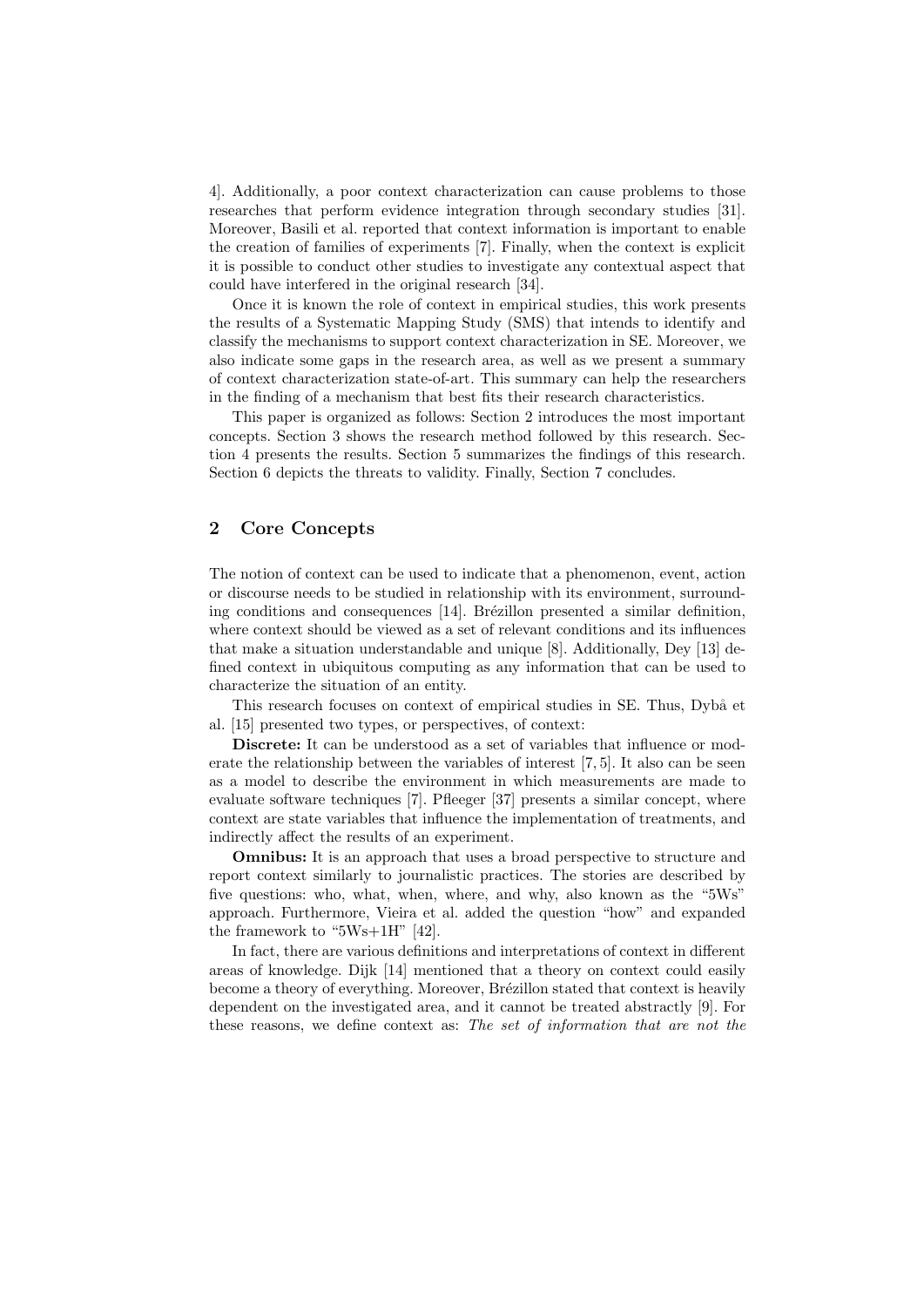4]. Additionally, a poor context characterization can cause problems to those researches that perform evidence integration through secondary studies [31]. Moreover, Basili et al. reported that context information is important to enable the creation of families of experiments [7]. Finally, when the context is explicit it is possible to conduct other studies to investigate any contextual aspect that could have interfered in the original research [34].

Once it is known the role of context in empirical studies, this work presents the results of a Systematic Mapping Study (SMS) that intends to identify and classify the mechanisms to support context characterization in SE. Moreover, we also indicate some gaps in the research area, as well as we present a summary of context characterization state-of-art. This summary can help the researchers in the finding of a mechanism that best fits their research characteristics.

This paper is organized as follows: Section 2 introduces the most important concepts. Section 3 shows the research method followed by this research. Section 4 presents the results. Section 5 summarizes the findings of this research. Section 6 depicts the threats to validity. Finally, Section 7 concludes.

## 2 Core Concepts

The notion of context can be used to indicate that a phenomenon, event, action or discourse needs to be studied in relationship with its environment, surrounding conditions and consequences [14]. Brézillon presented a similar definition, where context should be viewed as a set of relevant conditions and its influences that make a situation understandable and unique [8]. Additionally, Dey [13] defined context in ubiquitous computing as any information that can be used to characterize the situation of an entity.

This research focuses on context of empirical studies in SE. Thus, Dybå et al. [15] presented two types, or perspectives, of context:

**Discrete:** It can be understood as a set of variables that influence or moderate the relationship between the variables of interest [7, 5]. It also can be seen as a model to describe the environment in which measurements are made to evaluate software techniques [7]. Pfleeger [37] presents a similar concept, where context are state variables that influence the implementation of treatments, and indirectly affect the results of an experiment.

**Omnibus:** It is an approach that uses a broad perspective to structure and report context similarly to journalistic practices. The stories are described by five questions: who, what, when, where, and why, also known as the "5Ws" approach. Furthermore, Vieira et al. added the question "how" and expanded the framework to "5Ws+1H" [42].

In fact, there are various definitions and interpretations of context in different areas of knowledge. Dijk [14] mentioned that a theory on context could easily become a theory of everything. Moreover, Brézillon stated that context is heavily dependent on the investigated area, and it cannot be treated abstractly [9]. For these reasons, we define context as: *The set of information that are not the*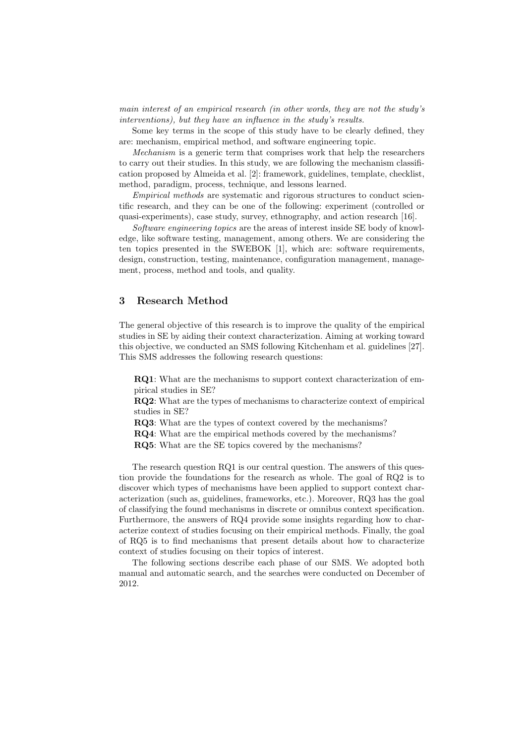*main interest of an empirical research (in other words, they are not the study's interventions), but they have an influence in the study's results.*

Some key terms in the scope of this study have to be clearly defined, they are: mechanism, empirical method, and software engineering topic.

*Mechanism* is a generic term that comprises work that help the researchers to carry out their studies. In this study, we are following the mechanism classification proposed by Almeida et al. [2]: framework, guidelines, template, checklist, method, paradigm, process, technique, and lessons learned.

*Empirical methods* are systematic and rigorous structures to conduct scientific research, and they can be one of the following: experiment (controlled or quasi-experiments), case study, survey, ethnography, and action research [16].

*Software engineering topics* are the areas of interest inside SE body of knowledge, like software testing, management, among others. We are considering the ten topics presented in the SWEBOK [1], which are: software requirements, design, construction, testing, maintenance, configuration management, management, process, method and tools, and quality.

## 3 Research Method

The general objective of this research is to improve the quality of the empirical studies in SE by aiding their context characterization. Aiming at working toward this objective, we conducted an SMS following Kitchenham et al. guidelines [27]. This SMS addresses the following research questions:

**RQ1**: What are the mechanisms to support context characterization of empirical studies in SE?
**RQ2**: What are the types of mechanisms to characterize context of empirical studies in SE?
**RQ3**: What are the types of context covered by the mechanisms?
**RQ4**: What are the empirical methods covered by the mechanisms?
**RQ5**: What are the SE topics covered by the mechanisms?

The research question RQ1 is our central question. The answers of this question provide the foundations for the research as whole. The goal of RQ2 is to discover which types of mechanisms have been applied to support context characterization (such as, guidelines, frameworks, etc.). Moreover, RQ3 has the goal of classifying the found mechanisms in discrete or omnibus context specification. Furthermore, the answers of RQ4 provide some insights regarding how to characterize context of studies focusing on their empirical methods. Finally, the goal of RQ5 is to find mechanisms that present details about how to characterize context of studies focusing on their topics of interest.

The following sections describe each phase of our SMS. We adopted both manual and automatic search, and the searches were conducted on December of 2012.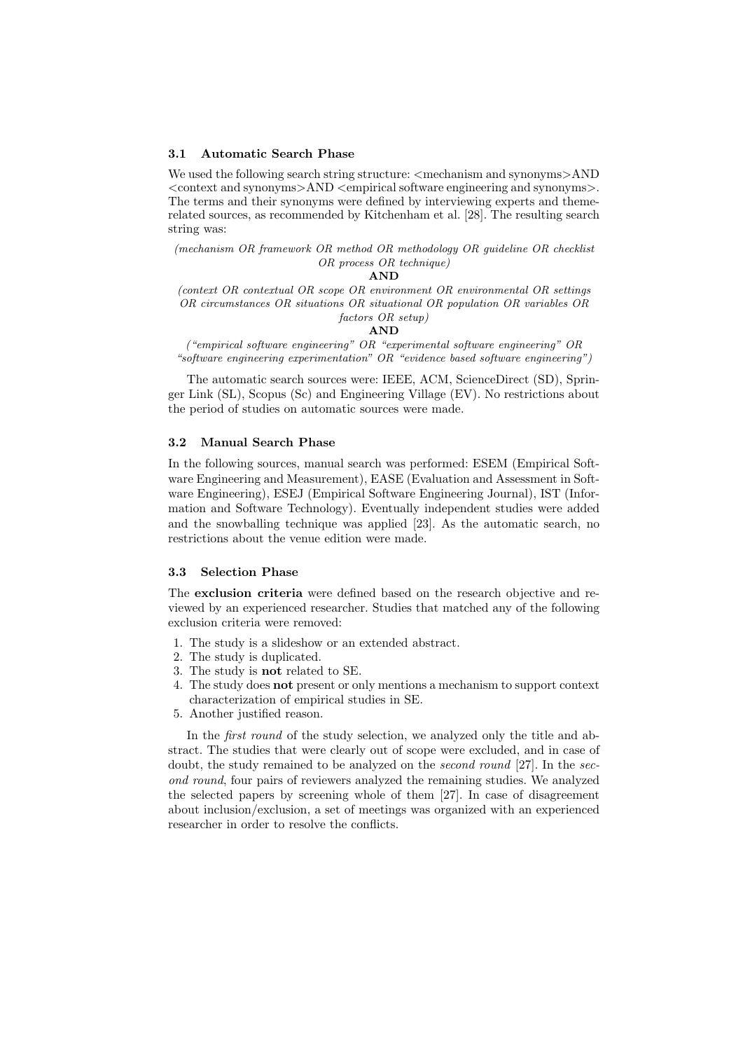### 3.1 Automatic Search Phase

We used the following search string structure: <mechanism and synonyms>AND <context and synonyms>AND <empirical software engineering and synonyms>. The terms and their synonyms were defined by interviewing experts and theme-related sources, as recommended by Kitchenham et al. [28]. The resulting search string was:

*(mechanism OR framework OR method OR methodology OR guideline OR checklist OR process OR technique)*

**AND**

*(context OR contextual OR scope OR environment OR environmental OR settings OR circumstances OR situations OR situational OR population OR variables OR factors OR setup)*

**AND**

*("empirical software engineering" OR "experimental software engineering" OR "software engineering experimentation" OR "evidence based software engineering")*

The automatic search sources were: IEEE, ACM, ScienceDirect (SD), Springer Link (SL), Scopus (Sc) and Engineering Village (EV). No restrictions about the period of studies on automatic sources were made.

### 3.2 Manual Search Phase

In the following sources, manual search was performed: ESEM (Empirical Software Engineering and Measurement), EASE (Evaluation and Assessment in Software Engineering), ESEJ (Empirical Software Engineering Journal), IST (Information and Software Technology). Eventually independent studies were added and the snowballing technique was applied [23]. As the automatic search, no restrictions about the venue edition were made.

### 3.3 Selection Phase

The **exclusion criteria** were defined based on the research objective and reviewed by an experienced researcher. Studies that matched any of the following exclusion criteria were removed:

1. The study is a slideshow or an extended abstract.
2. The study is duplicated.
3. The study is **not** related to SE.
4. The study does **not** present or only mentions a mechanism to support context characterization of empirical studies in SE.
5. Another justified reason.

In the *first round* of the study selection, we analyzed only the title and abstract. The studies that were clearly out of scope were excluded, and in case of doubt, the study remained to be analyzed on the *second round* [27]. In the *second round*, four pairs of reviewers analyzed the remaining studies. We analyzed the selected papers by screening whole of them [27]. In case of disagreement about inclusion/exclusion, a set of meetings was organized with an experienced researcher in order to resolve the conflicts.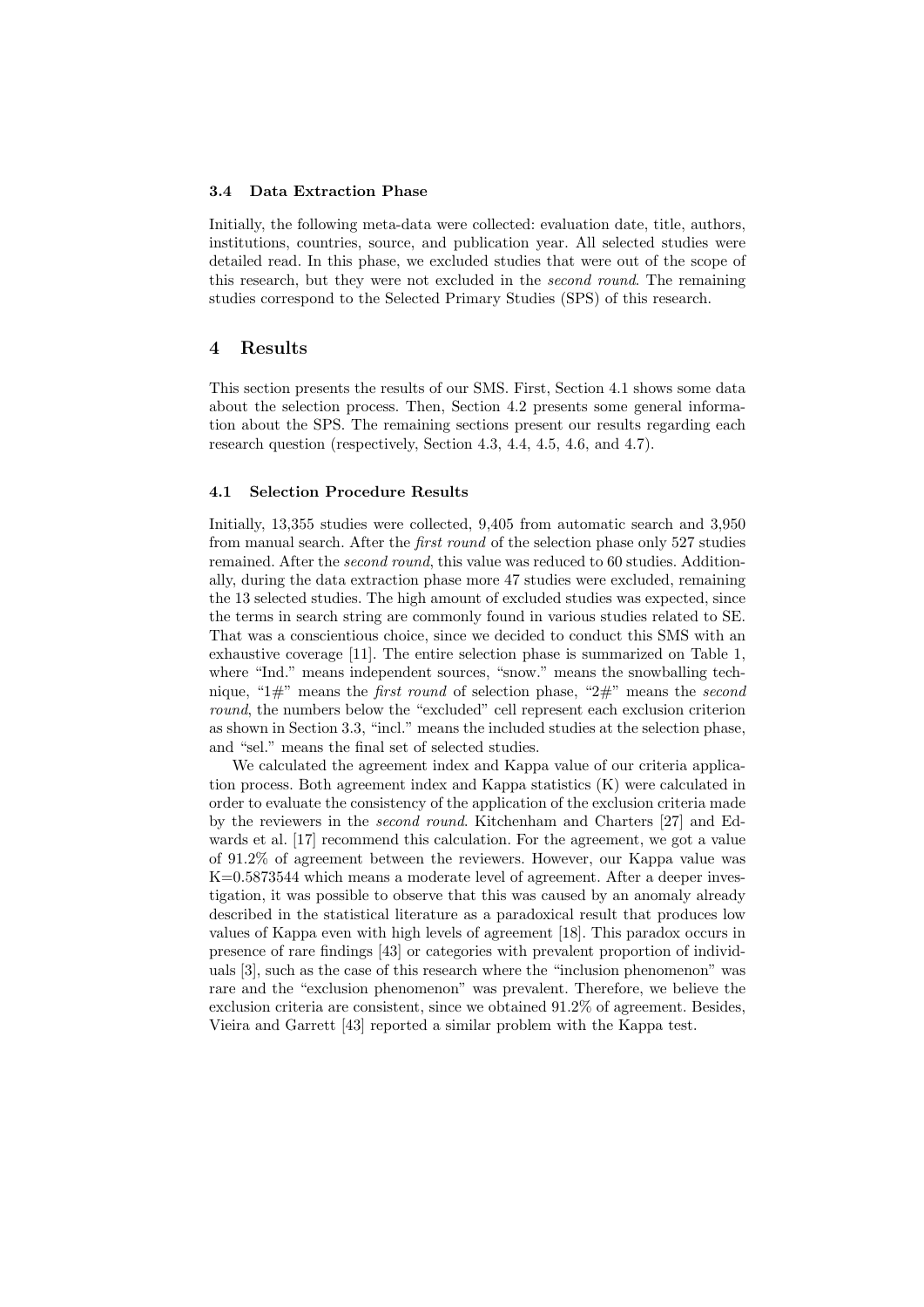### 3.4 Data Extraction Phase

Initially, the following meta-data were collected: evaluation date, title, authors, institutions, countries, source, and publication year. All selected studies were detailed read. In this phase, we excluded studies that were out of the scope of this research, but they were not excluded in the *second round*. The remaining studies correspond to the Selected Primary Studies (SPS) of this research.

## 4 Results

This section presents the results of our SMS. First, Section 4.1 shows some data about the selection process. Then, Section 4.2 presents some general information about the SPS. The remaining sections present our results regarding each research question (respectively, Section 4.3, 4.4, 4.5, 4.6, and 4.7).

### 4.1 Selection Procedure Results

Initially, 13,355 studies were collected, 9,405 from automatic search and 3,950 from manual search. After the *first round* of the selection phase only 527 studies remained. After the *second round*, this value was reduced to 60 studies. Additionally, during the data extraction phase more 47 studies were excluded, remaining the 13 selected studies. The high amount of excluded studies was expected, since the terms in search string are commonly found in various studies related to SE. That was a conscientious choice, since we decided to conduct this SMS with an exhaustive coverage [11]. The entire selection phase is summarized on Table 1, where "Ind." means independent sources, "snow." means the snowballing technique, "1#" means the *first round* of selection phase, "2#" means the *second round*, the numbers below the "excluded" cell represent each exclusion criterion as shown in Section 3.3, "incl." means the included studies at the selection phase, and "sel." means the final set of selected studies.

We calculated the agreement index and Kappa value of our criteria application process. Both agreement index and Kappa statistics (K) were calculated in order to evaluate the consistency of the application of the exclusion criteria made by the reviewers in the *second round*. Kitchenham and Charters [27] and Edwards et al. [17] recommend this calculation. For the agreement, we got a value of 91.2% of agreement between the reviewers. However, our Kappa value was K=0.5873544 which means a moderate level of agreement. After a deeper investigation, it was possible to observe that this was caused by an anomaly already described in the statistical literature as a paradoxical result that produces low values of Kappa even with high levels of agreement [18]. This paradox occurs in presence of rare findings [43] or categories with prevalent proportion of individuals [3], such as the case of this research where the "inclusion phenomenon" was rare and the "exclusion phenomenon" was prevalent. Therefore, we believe the exclusion criteria are consistent, since we obtained 91.2% of agreement. Besides, Vieira and Garrett [43] reported a similar problem with the Kappa test.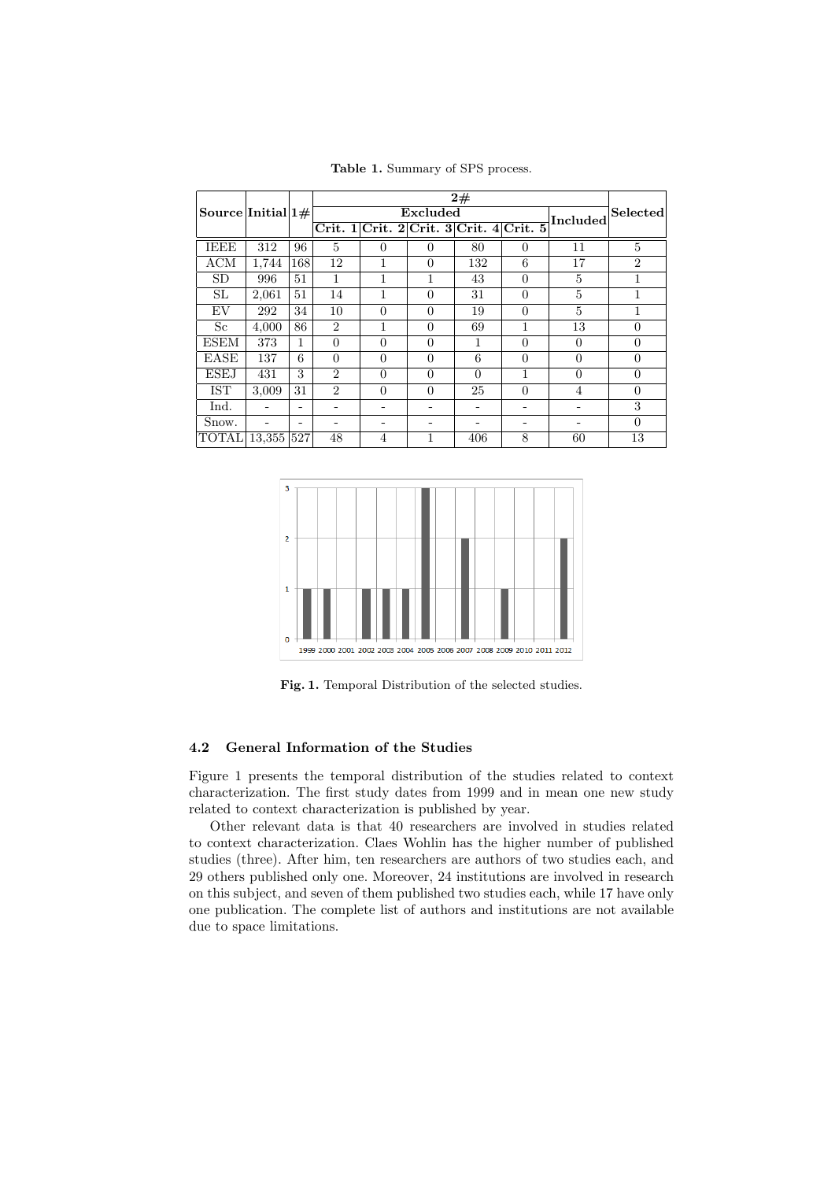**Table 1.** Summary of SPS process.

| Source | Initial | 1# | 2# | | | | | | Selected |
|---|---|---|---|---|---|---|---|---|---|
| | | | Excluded | | | | | Included | |
| | | | Crit. 1 | Crit. 2 | Crit. 3 | Crit. 4 | Crit. 5 | | |
| IEEE | 312 | 96 | 5 | 0 | 0 | 80 | 0 | 11 | 5 |
| ACM | 1,744 | 168 | 12 | 1 | 0 | 132 | 6 | 17 | 2 |
| SD | 996 | 51 | 1 | 1 | 1 | 43 | 0 | 5 | 1 |
| SL | 2,061 | 51 | 14 | 1 | 0 | 31 | 0 | 5 | 1 |
| EV | 292 | 34 | 10 | 0 | 0 | 19 | 0 | 5 | 1 |
| Sc | 4,000 | 86 | 2 | 1 | 0 | 69 | 1 | 13 | 0 |
| ESEM | 373 | 1 | 0 | 0 | 0 | 1 | 0 | 0 | 0 |
| EASE | 137 | 6 | 0 | 0 | 0 | 6 | 0 | 0 | 0 |
| ESEJ | 431 | 3 | 2 | 0 | 0 | 0 | 1 | 0 | 0 |
| IST | 3,009 | 31 | 2 | 0 | 0 | 25 | 0 | 4 | 0 |
| Ind. | - | - | - | - | - | - | - | - | 3 |
| Snow. | - | - | - | - | - | - | - | - | 0 |
| TOTAL | 13,355 | 527 | 48 | 4 | 1 | 406 | 8 | 60 | 13 |

**Fig. 1.** Temporal Distribution of the selected studies.

### 4.2 General Information of the Studies

Figure 1 presents the temporal distribution of the studies related to context characterization. The first study dates from 1999 and in mean one new study related to context characterization is published by year.

Other relevant data is that 40 researchers are involved in studies related to context characterization. Claes Wohlin has the higher number of published studies (three). After him, ten researchers are authors of two studies each, and 29 others published only one. Moreover, 24 institutions are involved in research on this subject, and seven of them published two studies each, while 17 have only one publication. The complete list of authors and institutions are not available due to space limitations.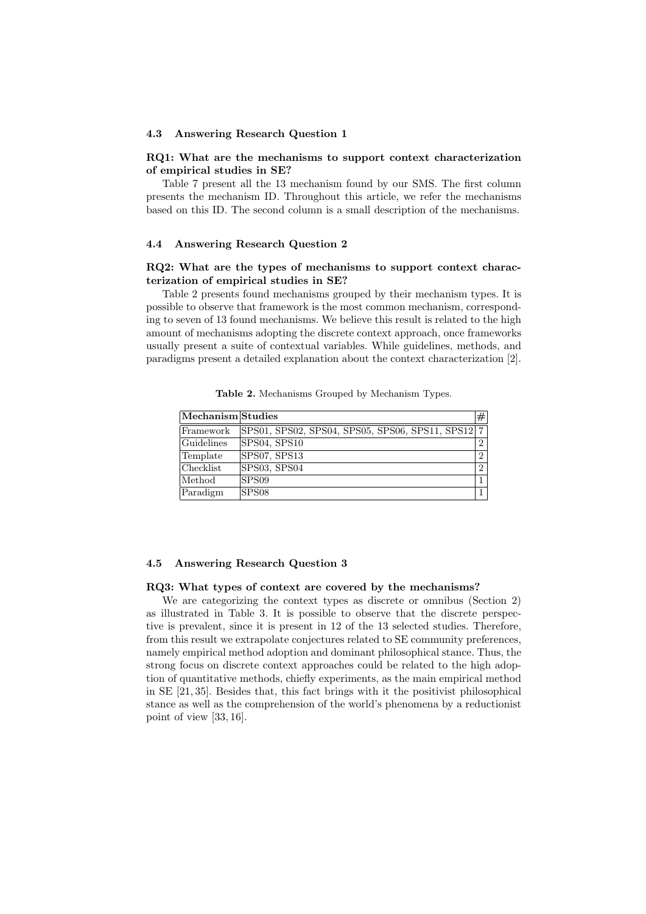### 4.3 Answering Research Question 1

**RQ1: What are the mechanisms to support context characterization of empirical studies in SE?**

Table 7 present all the 13 mechanism found by our SMS. The first column presents the mechanism ID. Throughout this article, we refer the mechanisms based on this ID. The second column is a small description of the mechanisms.

### 4.4 Answering Research Question 2

**RQ2: What are the types of mechanisms to support context characterization of empirical studies in SE?**

Table 2 presents found mechanisms grouped by their mechanism types. It is possible to observe that framework is the most common mechanism, corresponding to seven of 13 found mechanisms. We believe this result is related to the high amount of mechanisms adopting the discrete context approach, once frameworks usually present a suite of contextual variables. While guidelines, methods, and paradigms present a detailed explanation about the context characterization [2].

**Table 2.** Mechanisms Grouped by Mechanism Types.

| Mechanism | Studies | # |
|---|---|---|
| Framework | SPS01, SPS02, SPS04, SPS05, SPS06, SPS11, SPS12 | 7 |
| Guidelines | SPS04, SPS10 | 2 |
| Template | SPS07, SPS13 | 2 |
| Checklist | SPS03, SPS04 | 2 |
| Method | SPS09 | 1 |
| Paradigm | SPS08 | 1 |

### 4.5 Answering Research Question 3

**RQ3: What types of context are covered by the mechanisms?**

We are categorizing the context types as discrete or omnibus (Section 2) as illustrated in Table 3. It is possible to observe that the discrete perspective is prevalent, since it is present in 12 of the 13 selected studies. Therefore, from this result we extrapolate conjectures related to SE community preferences, namely empirical method adoption and dominant philosophical stance. Thus, the strong focus on discrete context approaches could be related to the high adoption of quantitative methods, chiefly experiments, as the main empirical method in SE [21, 35]. Besides that, this fact brings with it the positivist philosophical stance as well as the comprehension of the world's phenomena by a reductionist point of view [33, 16].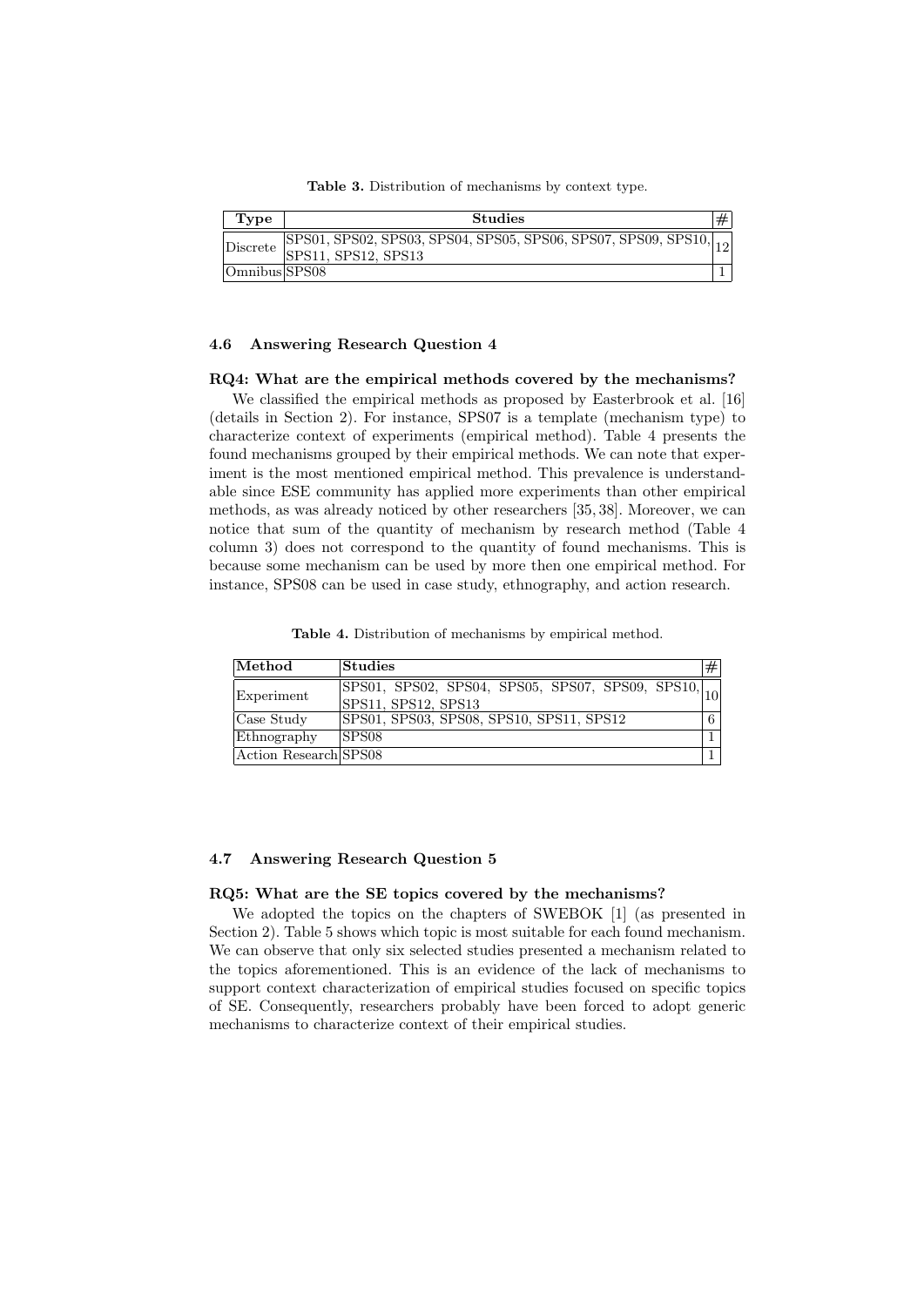**Table 3.** Distribution of mechanisms by context type.

| Type | Studies | # |
|---|---|---|
| Discrete | SPS01, SPS02, SPS03, SPS04, SPS05, SPS06, SPS07, SPS09, SPS10, SPS11, SPS12, SPS13 | 12 |
| Omnibus | SPS08 | 1 |

### 4.6 Answering Research Question 4

**RQ4: What are the empirical methods covered by the mechanisms?**

We classified the empirical methods as proposed by Easterbrook et al. [16] (details in Section 2). For instance, SPS07 is a template (mechanism type) to characterize context of experiments (empirical method). Table 4 presents the found mechanisms grouped by their empirical methods. We can note that experiment is the most mentioned empirical method. This prevalence is understandable since ESE community has applied more experiments than other empirical methods, as was already noticed by other researchers [35, 38]. Moreover, we can notice that sum of the quantity of mechanism by research method (Table 4 column 3) does not correspond to the quantity of found mechanisms. This is because some mechanism can be used by more then one empirical method. For instance, SPS08 can be used in case study, ethnography, and action research.

**Table 4.** Distribution of mechanisms by empirical method.

| Method | Studies | # |
|---|---|---|
| Experiment | SPS01, SPS02, SPS04, SPS05, SPS07, SPS09, SPS10, SPS11, SPS12, SPS13 | 10 |
| Case Study | SPS01, SPS03, SPS08, SPS10, SPS11, SPS12 | 6 |
| Ethnography | SPS08 | 1 |
| Action Research | SPS08 | 1 |

### 4.7 Answering Research Question 5

**RQ5: What are the SE topics covered by the mechanisms?**

We adopted the topics on the chapters of SWEBOK [1] (as presented in Section 2). Table 5 shows which topic is most suitable for each found mechanism. We can observe that only six selected studies presented a mechanism related to the topics aforementioned. This is an evidence of the lack of mechanisms to support context characterization of empirical studies focused on specific topics of SE. Consequently, researchers probably have been forced to adopt generic mechanisms to characterize context of their empirical studies.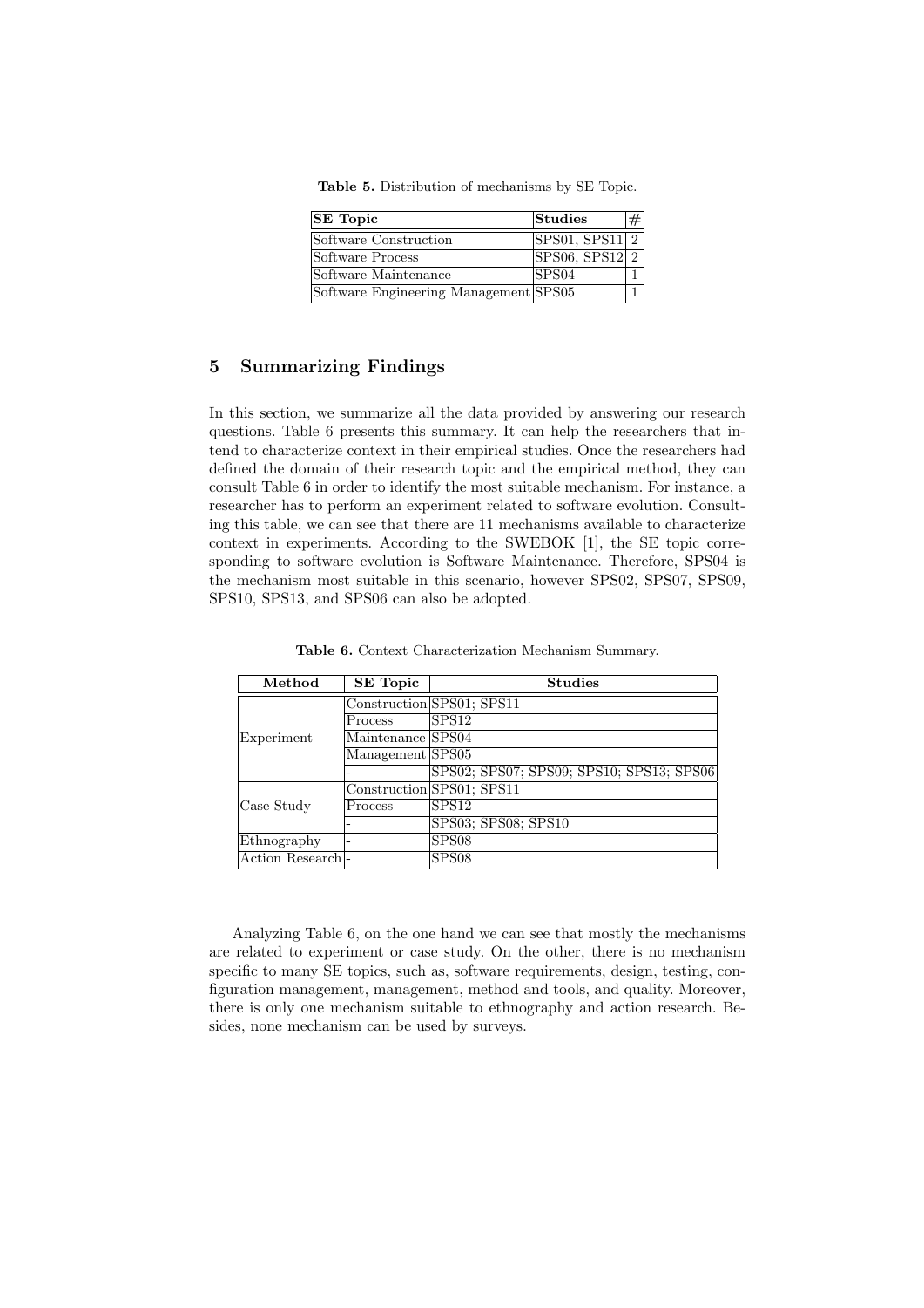**Table 5.** Distribution of mechanisms by SE Topic.

| SE Topic | Studies | # |
|---|---|---|
| Software Construction | SPS01, SPS11 | 2 |
| Software Process | SPS06, SPS12 | 2 |
| Software Maintenance | SPS04 | 1 |
| Software Engineering Management | SPS05 | 1 |

## 5 Summarizing Findings

In this section, we summarize all the data provided by answering our research questions. Table 6 presents this summary. It can help the researchers that intend to characterize context in their empirical studies. Once the researchers had defined the domain of their research topic and the empirical method, they can consult Table 6 in order to identify the most suitable mechanism. For instance, a researcher has to perform an experiment related to software evolution. Consulting this table, we can see that there are 11 mechanisms available to characterize context in experiments. According to the SWEBOK [1], the SE topic corresponding to software evolution is Software Maintenance. Therefore, SPS04 is the mechanism most suitable in this scenario, however SPS02, SPS07, SPS09, SPS10, SPS13, and SPS06 can also be adopted.

**Table 6.** Context Characterization Mechanism Summary.

| Method | SE Topic | Studies |
|---|---|---|
| Experiment | Construction | SPS01; SPS11 |
| | Process | SPS12 |
| | Maintenance | SPS04 |
| | Management | SPS05 |
| | - | SPS02; SPS07; SPS09; SPS10; SPS13; SPS06 |
| Case Study | Construction | SPS01; SPS11 |
| | Process | SPS12 |
| | - | SPS03; SPS08; SPS10 |
| Ethnography | - | SPS08 |
| Action Research | - | SPS08 |

Analyzing Table 6, on the one hand we can see that mostly the mechanisms are related to experiment or case study. On the other, there is no mechanism specific to many SE topics, such as, software requirements, design, testing, configuration management, management, method and tools, and quality. Moreover, there is only one mechanism suitable to ethnography and action research. Besides, none mechanism can be used by surveys.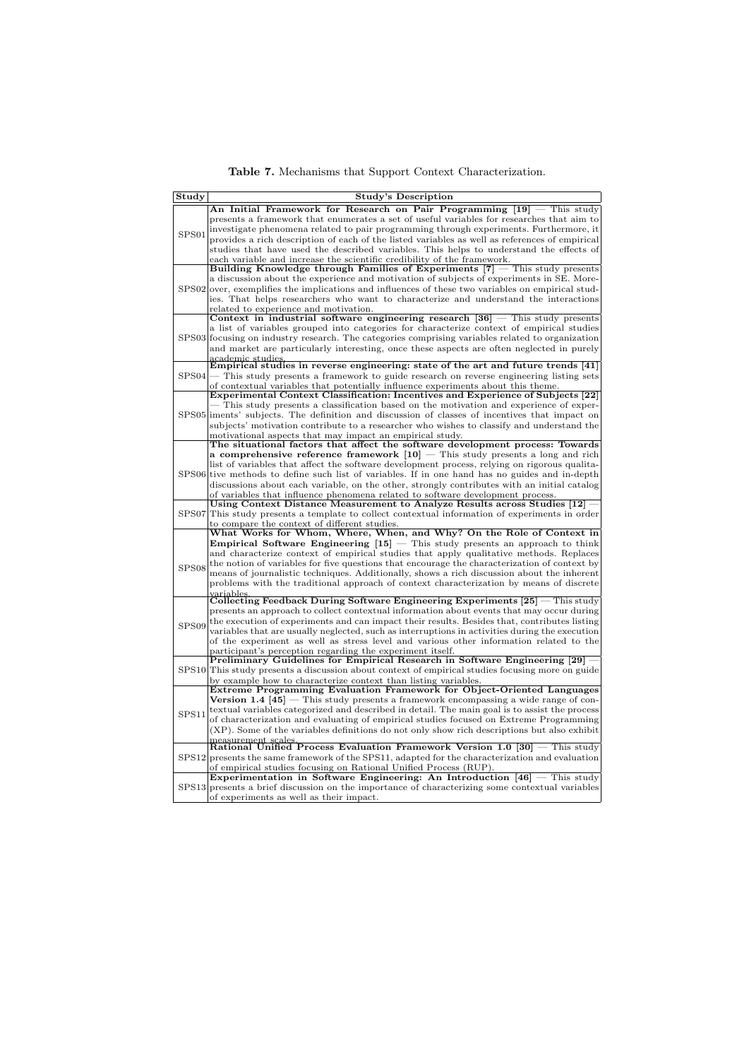**Table 7.** Mechanisms that Support Context Characterization.

| Study | Study's Description |
|---|---|
| SPS01 | **An Initial Framework for Research on Pair Programming [19]** — This study presents a framework that enumerates a set of useful variables for researches that aim to investigate phenomena related to pair programming through experiments. Furthermore, it provides a rich description of each of the listed variables as well as references of empirical studies that have used the described variables. This helps to understand the effects of each variable and increase the scientific credibility of the framework. |
| SPS02 | **Building Knowledge through Families of Experiments [7]** — This study presents a discussion about the experience and motivation of subjects of experiments in SE. Moreover, exemplifies the implications and influences of these two variables on empirical studies. That helps researchers who want to characterize and understand the interactions related to experience and motivation. |
| SPS03 | **Context in industrial software engineering research [36]** — This study presents a list of variables grouped into categories for characterize context of empirical studies focusing on industry research. The categories comprising variables related to organization and market are particularly interesting, once these aspects are often neglected in purely academic studies. |
| SPS04 | **Empirical studies in reverse engineering: state of the art and future trends [41]** — This study presents a framework to guide research on reverse engineering listing sets of contextual variables that potentially influence experiments about this theme. |
| SPS05 | **Experimental Context Classification: Incentives and Experience of Subjects [22]** — This study presents a classification based on the motivation and experience of experiments' subjects. The definition and discussion of classes of incentives that impact on subjects' motivation contribute to a researcher who wishes to classify and understand the motivational aspects that may impact an empirical study. |
| SPS06 | **The situational factors that affect the software development process: Towards a comprehensive reference framework [10]** — This study presents a long and rich list of variables that affect the software development process, relying on rigorous qualitative methods to define such list of variables. If in one hand has no guides and in-depth discussions about each variable, on the other, strongly contributes with an initial catalog of variables that influence phenomena related to software development process. |
| SPS07 | **Using Context Distance Measurement to Analyze Results across Studies [12]** — This study presents a template to collect contextual information of experiments in order to compare the context of different studies. |
| SPS08 | **What Works for Whom, Where, When, and Why? On the Role of Context in Empirical Software Engineering [15]** — This study presents an approach to think and characterize context of empirical studies that apply qualitative methods. Replaces the notion of variables for five questions that encourage the characterization of context by means of journalistic techniques. Additionally, shows a rich discussion about the inherent problems with the traditional approach of context characterization by means of discrete variables. |
| SPS09 | **Collecting Feedback During Software Engineering Experiments [25]** — This study presents an approach to collect contextual information about events that may occur during the execution of experiments and can impact their results. Besides that, contributes listing variables that are usually neglected, such as interruptions in activities during the execution of the experiment as well as stress level and various other information related to the participant's perception regarding the experiment itself. |
| SPS10 | **Preliminary Guidelines for Empirical Research in Software Engineering [29]** — This study presents a discussion about context of empirical studies focusing more on guide by example how to characterize context than listing variables. |
| SPS11 | **Extreme Programming Evaluation Framework for Object-Oriented Languages Version 1.4 [45]** — This study presents a framework encompassing a wide range of contextual variables categorized and described in detail. The main goal is to assist the process of characterization and evaluating of empirical studies focused on Extreme Programming (XP). Some of the variables definitions do not only show rich descriptions but also exhibit measurement scales. |
| SPS12 | **Rational Unified Process Evaluation Framework Version 1.0 [30]** — This study presents the same framework of the SPS11, adapted for the characterization and evaluation of empirical studies focusing on Rational Unified Process (RUP). |
| SPS13 | **Experimentation in Software Engineering: An Introduction [46]** — This study presents a brief discussion on the importance of characterizing some contextual variables of experiments as well as their impact. |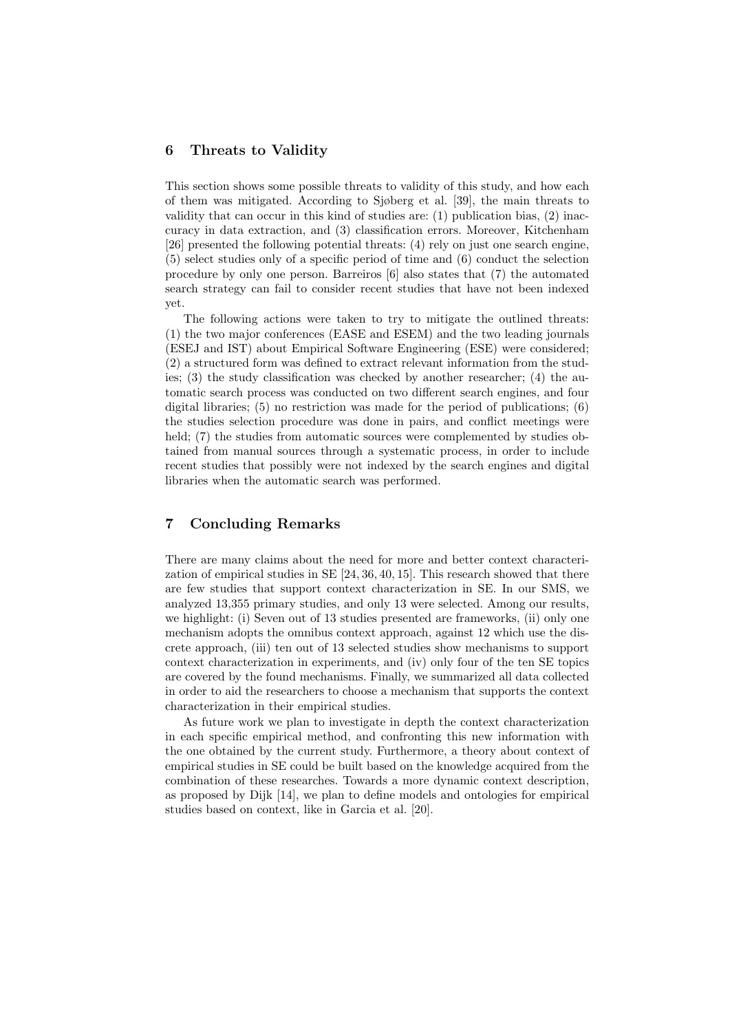## 6 Threats to Validity

This section shows some possible threats to validity of this study, and how each of them was mitigated. According to Sjøberg et al. [39], the main threats to validity that can occur in this kind of studies are: (1) publication bias, (2) inaccuracy in data extraction, and (3) classification errors. Moreover, Kitchenham [26] presented the following potential threats: (4) rely on just one search engine, (5) select studies only of a specific period of time and (6) conduct the selection procedure by only one person. Barreiros [6] also states that (7) the automated search strategy can fail to consider recent studies that have not been indexed yet.

The following actions were taken to try to mitigate the outlined threats: (1) the two major conferences (EASE and ESEM) and the two leading journals (ESEJ and IST) about Empirical Software Engineering (ESE) were considered; (2) a structured form was defined to extract relevant information from the studies; (3) the study classification was checked by another researcher; (4) the automatic search process was conducted on two different search engines, and four digital libraries; (5) no restriction was made for the period of publications; (6) the studies selection procedure was done in pairs, and conflict meetings were held; (7) the studies from automatic sources were complemented by studies obtained from manual sources through a systematic process, in order to include recent studies that possibly were not indexed by the search engines and digital libraries when the automatic search was performed.

## 7 Concluding Remarks

There are many claims about the need for more and better context characterization of empirical studies in SE [24, 36, 40, 15]. This research showed that there are few studies that support context characterization in SE. In our SMS, we analyzed 13,355 primary studies, and only 13 were selected. Among our results, we highlight: (i) Seven out of 13 studies presented are frameworks, (ii) only one mechanism adopts the omnibus context approach, against 12 which use the discrete approach, (iii) ten out of 13 selected studies show mechanisms to support context characterization in experiments, and (iv) only four of the ten SE topics are covered by the found mechanisms. Finally, we summarized all data collected in order to aid the researchers to choose a mechanism that supports the context characterization in their empirical studies.

As future work we plan to investigate in depth the context characterization in each specific empirical method, and confronting this new information with the one obtained by the current study. Furthermore, a theory about context of empirical studies in SE could be built based on the knowledge acquired from the combination of these researches. Towards a more dynamic context description, as proposed by Dijk [14], we plan to define models and ontologies for empirical studies based on context, like in Garcia et al. [20].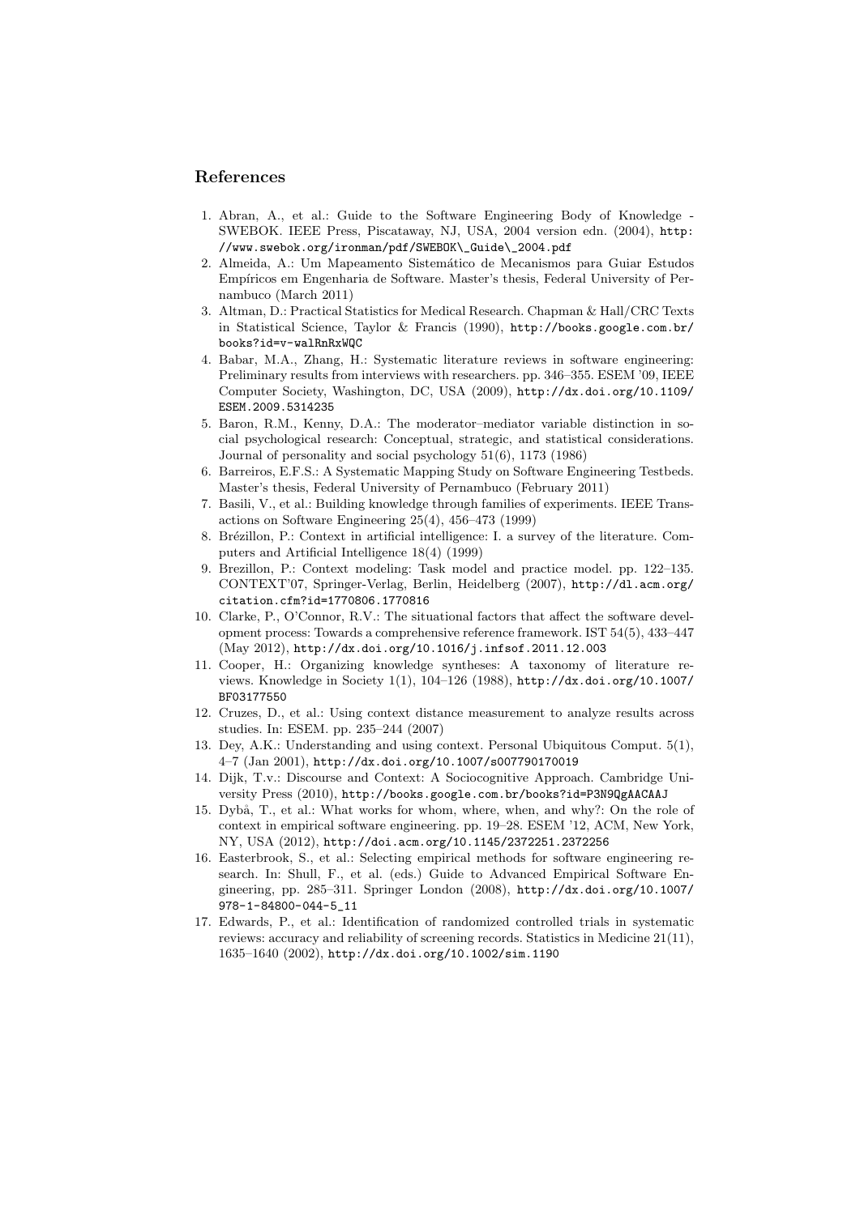## References

1. Abran, A., et al.: Guide to the Software Engineering Body of Knowledge - SWEBOK. IEEE Press, Piscataway, NJ, USA, 2004 version edn. (2004), http://www.swebok.org/ironman/pdf/SWEBOK\_Guide\_2004.pdf
2. Almeida, A.: Um Mapeamento Sistemático de Mecanismos para Guiar Estudos Empíricos em Engenharia de Software. Master's thesis, Federal University of Pernambuco (March 2011)
3. Altman, D.: Practical Statistics for Medical Research. Chapman & Hall/CRC Texts in Statistical Science, Taylor & Francis (1990), http://books.google.com.br/books?id=v-walRnRxWQC
4. Babar, M.A., Zhang, H.: Systematic literature reviews in software engineering: Preliminary results from interviews with researchers. pp. 346–355. ESEM '09, IEEE Computer Society, Washington, DC, USA (2009), http://dx.doi.org/10.1109/ESEM.2009.5314235
5. Baron, R.M., Kenny, D.A.: The moderator–mediator variable distinction in social psychological research: Conceptual, strategic, and statistical considerations. Journal of personality and social psychology 51(6), 1173 (1986)
6. Barreiros, E.F.S.: A Systematic Mapping Study on Software Engineering Testbeds. Master's thesis, Federal University of Pernambuco (February 2011)
7. Basili, V., et al.: Building knowledge through families of experiments. IEEE Transactions on Software Engineering 25(4), 456–473 (1999)
8. Brézillon, P.: Context in artificial intelligence: I. a survey of the literature. Computers and Artificial Intelligence 18(4) (1999)
9. Brezillon, P.: Context modeling: Task model and practice model. pp. 122–135. CONTEXT'07, Springer-Verlag, Berlin, Heidelberg (2007), http://dl.acm.org/citation.cfm?id=1770806.1770816
10. Clarke, P., O'Connor, R.V.: The situational factors that affect the software development process: Towards a comprehensive reference framework. IST 54(5), 433–447 (May 2012), http://dx.doi.org/10.1016/j.infsof.2011.12.003
11. Cooper, H.: Organizing knowledge syntheses: A taxonomy of literature reviews. Knowledge in Society 1(1), 104–126 (1988), http://dx.doi.org/10.1007/BF03177550
12. Cruzes, D., et al.: Using context distance measurement to analyze results across studies. In: ESEM. pp. 235–244 (2007)
13. Dey, A.K.: Understanding and using context. Personal Ubiquitous Comput. 5(1), 4–7 (Jan 2001), http://dx.doi.org/10.1007/s007790170019
14. Dijk, T.v.: Discourse and Context: A Sociocognitive Approach. Cambridge University Press (2010), http://books.google.com.br/books?id=P3N9QgAACAAJ
15. Dybå, T., et al.: What works for whom, where, when, and why?: On the role of context in empirical software engineering. pp. 19–28. ESEM '12, ACM, New York, NY, USA (2012), http://doi.acm.org/10.1145/2372251.2372256
16. Easterbrook, S., et al.: Selecting empirical methods for software engineering research. In: Shull, F., et al. (eds.) Guide to Advanced Empirical Software Engineering, pp. 285–311. Springer London (2008), http://dx.doi.org/10.1007/978-1-84800-044-5_11
17. Edwards, P., et al.: Identification of randomized controlled trials in systematic reviews: accuracy and reliability of screening records. Statistics in Medicine 21(11), 1635–1640 (2002), http://dx.doi.org/10.1002/sim.1190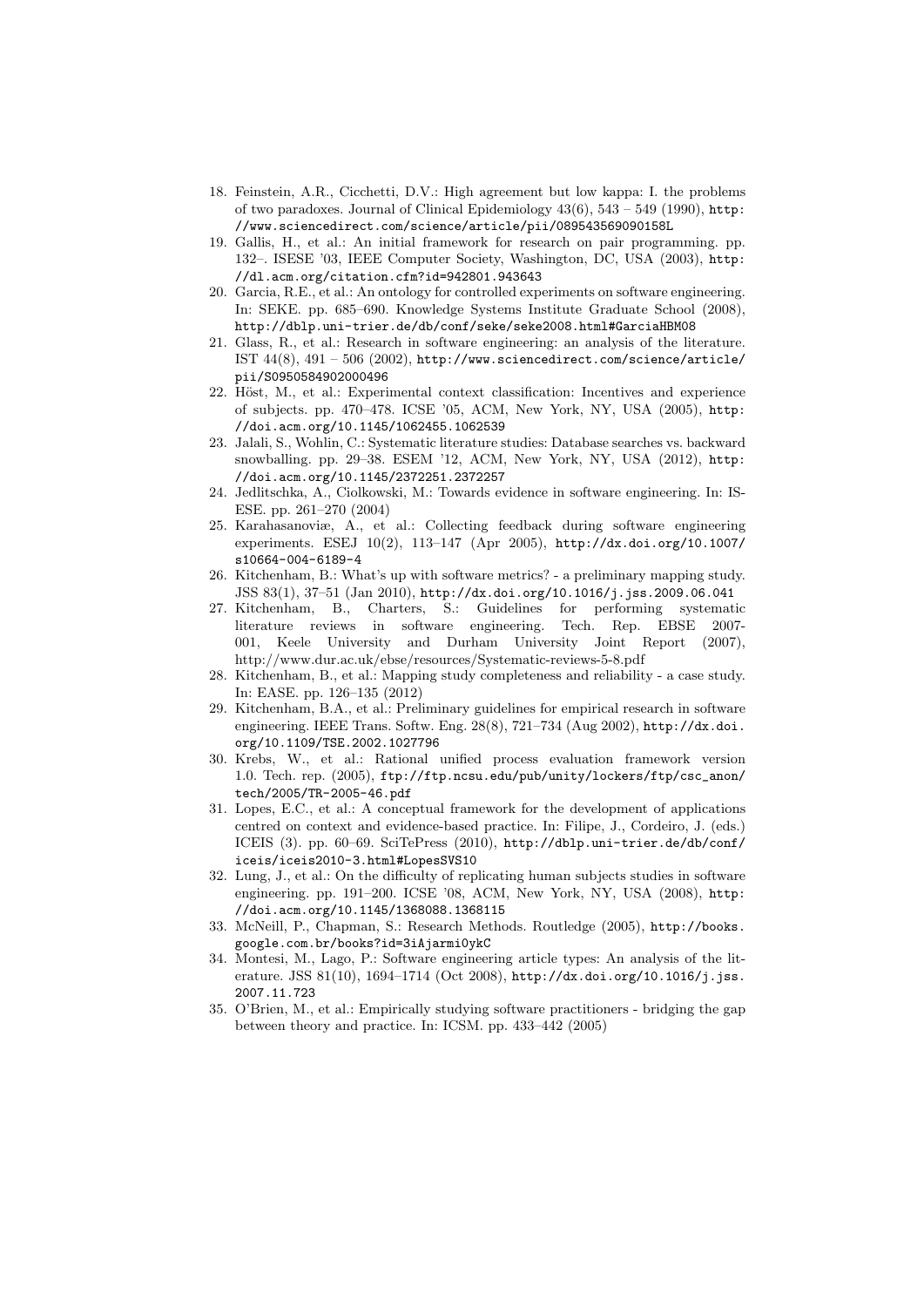18. Feinstein, A.R., Cicchetti, D.V.: High agreement but low kappa: I. the problems of two paradoxes. Journal of Clinical Epidemiology 43(6), 543 – 549 (1990), http://www.sciencedirect.com/science/article/pii/089543569090158L
19. Gallis, H., et al.: An initial framework for research on pair programming. pp. 132–. ISESE '03, IEEE Computer Society, Washington, DC, USA (2003), http://dl.acm.org/citation.cfm?id=942801.943643
20. Garcia, R.E., et al.: An ontology for controlled experiments on software engineering. In: SEKE. pp. 685–690. Knowledge Systems Institute Graduate School (2008), http://dblp.uni-trier.de/db/conf/seke/seke2008.html#GarciaHBM08
21. Glass, R., et al.: Research in software engineering: an analysis of the literature. IST 44(8), 491 – 506 (2002), http://www.sciencedirect.com/science/article/pii/S0950584902000496
22. Höst, M., et al.: Experimental context classification: Incentives and experience of subjects. pp. 470–478. ICSE '05, ACM, New York, NY, USA (2005), http://doi.acm.org/10.1145/1062455.1062539
23. Jalali, S., Wohlin, C.: Systematic literature studies: Database searches vs. backward snowballing. pp. 29–38. ESEM '12, ACM, New York, NY, USA (2012), http://doi.acm.org/10.1145/2372251.2372257
24. Jedlitschka, A., Ciolkowski, M.: Towards evidence in software engineering. In: ISESE. pp. 261–270 (2004)
25. Karahasanoviæ, A., et al.: Collecting feedback during software engineering experiments. ESEJ 10(2), 113–147 (Apr 2005), http://dx.doi.org/10.1007/s10664-004-6189-4
26. Kitchenham, B.: What's up with software metrics? - a preliminary mapping study. JSS 83(1), 37–51 (Jan 2010), http://dx.doi.org/10.1016/j.jss.2009.06.041
27. Kitchenham, B., Charters, S.: Guidelines for performing systematic literature reviews in software engineering. Tech. Rep. EBSE 2007-001, Keele University and Durham University Joint Report (2007), http://www.dur.ac.uk/ebse/resources/Systematic-reviews-5-8.pdf
28. Kitchenham, B., et al.: Mapping study completeness and reliability - a case study. In: EASE. pp. 126–135 (2012)
29. Kitchenham, B.A., et al.: Preliminary guidelines for empirical research in software engineering. IEEE Trans. Softw. Eng. 28(8), 721–734 (Aug 2002), http://dx.doi.org/10.1109/TSE.2002.1027796
30. Krebs, W., et al.: Rational unified process evaluation framework version 1.0. Tech. rep. (2005), ftp://ftp.ncsu.edu/pub/unity/lockers/ftp/csc_anon/tech/2005/TR-2005-46.pdf
31. Lopes, E.C., et al.: A conceptual framework for the development of applications centred on context and evidence-based practice. In: Filipe, J., Cordeiro, J. (eds.) ICEIS (3). pp. 60–69. SciTePress (2010), http://dblp.uni-trier.de/db/conf/iceis/iceis2010-3.html#LopesSVS10
32. Lung, J., et al.: On the difficulty of replicating human subjects studies in software engineering. pp. 191–200. ICSE '08, ACM, New York, NY, USA (2008), http://doi.acm.org/10.1145/1368088.1368115
33. McNeill, P., Chapman, S.: Research Methods. Routledge (2005), http://books.google.com.br/books?id=3iAjarmi0ykC
34. Montesi, M., Lago, P.: Software engineering article types: An analysis of the literature. JSS 81(10), 1694–1714 (Oct 2008), http://dx.doi.org/10.1016/j.jss.2007.11.723
35. O'Brien, M., et al.: Empirically studying software practitioners - bridging the gap between theory and practice. In: ICSM. pp. 433–442 (2005)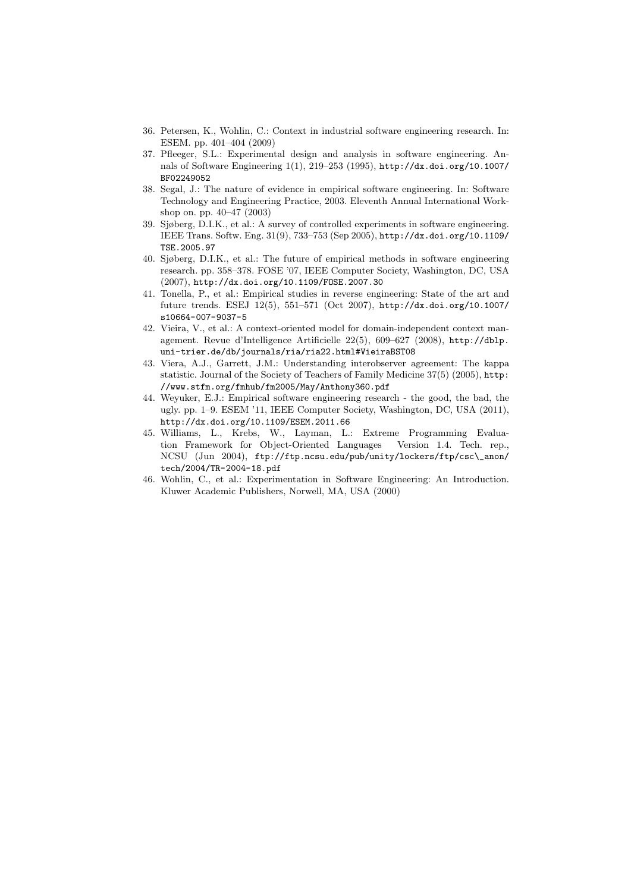36. Petersen, K., Wohlin, C.: Context in industrial software engineering research. In: ESEM. pp. 401–404 (2009)
37. Pfleeger, S.L.: Experimental design and analysis in software engineering. Annals of Software Engineering 1(1), 219–253 (1995), http://dx.doi.org/10.1007/BF02249052
38. Segal, J.: The nature of evidence in empirical software engineering. In: Software Technology and Engineering Practice, 2003. Eleventh Annual International Workshop on. pp. 40–47 (2003)
39. Sjøberg, D.I.K., et al.: A survey of controlled experiments in software engineering. IEEE Trans. Softw. Eng. 31(9), 733–753 (Sep 2005), http://dx.doi.org/10.1109/TSE.2005.97
40. Sjøberg, D.I.K., et al.: The future of empirical methods in software engineering research. pp. 358–378. FOSE '07, IEEE Computer Society, Washington, DC, USA (2007), http://dx.doi.org/10.1109/FOSE.2007.30
41. Tonella, P., et al.: Empirical studies in reverse engineering: State of the art and future trends. ESEJ 12(5), 551–571 (Oct 2007), http://dx.doi.org/10.1007/s10664-007-9037-5
42. Vieira, V., et al.: A context-oriented model for domain-independent context management. Revue d'Intelligence Artificielle 22(5), 609–627 (2008), http://dblp.uni-trier.de/db/journals/ria/ria22.html#VieiraBST08
43. Viera, A.J., Garrett, J.M.: Understanding interobserver agreement: The kappa statistic. Journal of the Society of Teachers of Family Medicine 37(5) (2005), http://www.stfm.org/fmhub/fm2005/May/Anthony360.pdf
44. Weyuker, E.J.: Empirical software engineering research - the good, the bad, the ugly. pp. 1–9. ESEM '11, IEEE Computer Society, Washington, DC, USA (2011), http://dx.doi.org/10.1109/ESEM.2011.66
45. Williams, L., Krebs, W., Layman, L.: Extreme Programming Evaluation Framework for Object-Oriented Languages Version 1.4. Tech. rep., NCSU (Jun 2004), ftp://ftp.ncsu.edu/pub/unity/lockers/ftp/csc\_anon/tech/2004/TR-2004-18.pdf
46. Wohlin, C., et al.: Experimentation in Software Engineering: An Introduction. Kluwer Academic Publishers, Norwell, MA, USA (2000)